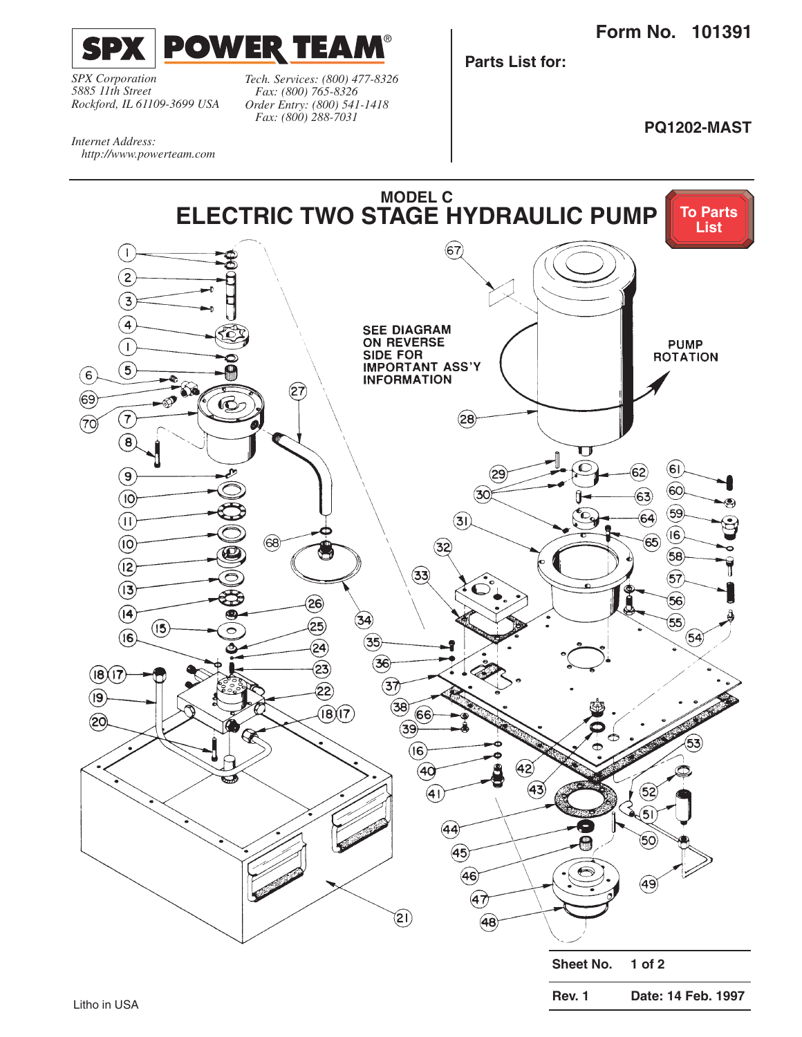**SPX POWER TEAM®**

*SPX Corporation*
*5885 11th Street*
*Rockford, IL 61109-3699 USA*

*Tech. Services: (800) 477-8326*
*Fax: (800) 765-8326*
*Order Entry: (800) 541-1418*
*Fax: (800) 288-7031*

*Internet Address:*
*http://www.powerteam.com*

**Form No. 101391**

**Parts List for:**

**PQ1202-MAST**

## MODEL C
# ELECTRIC TWO STAGE HYDRAULIC PUMP

To Parts List

SEE DIAGRAM ON REVERSE SIDE FOR IMPORTANT ASS'Y INFORMATION

PUMP ROTATION

| Sheet No. | 1 of 2 |
|---|---|
| Rev. 1 | Date: 14 Feb. 1997 |

Litho in USA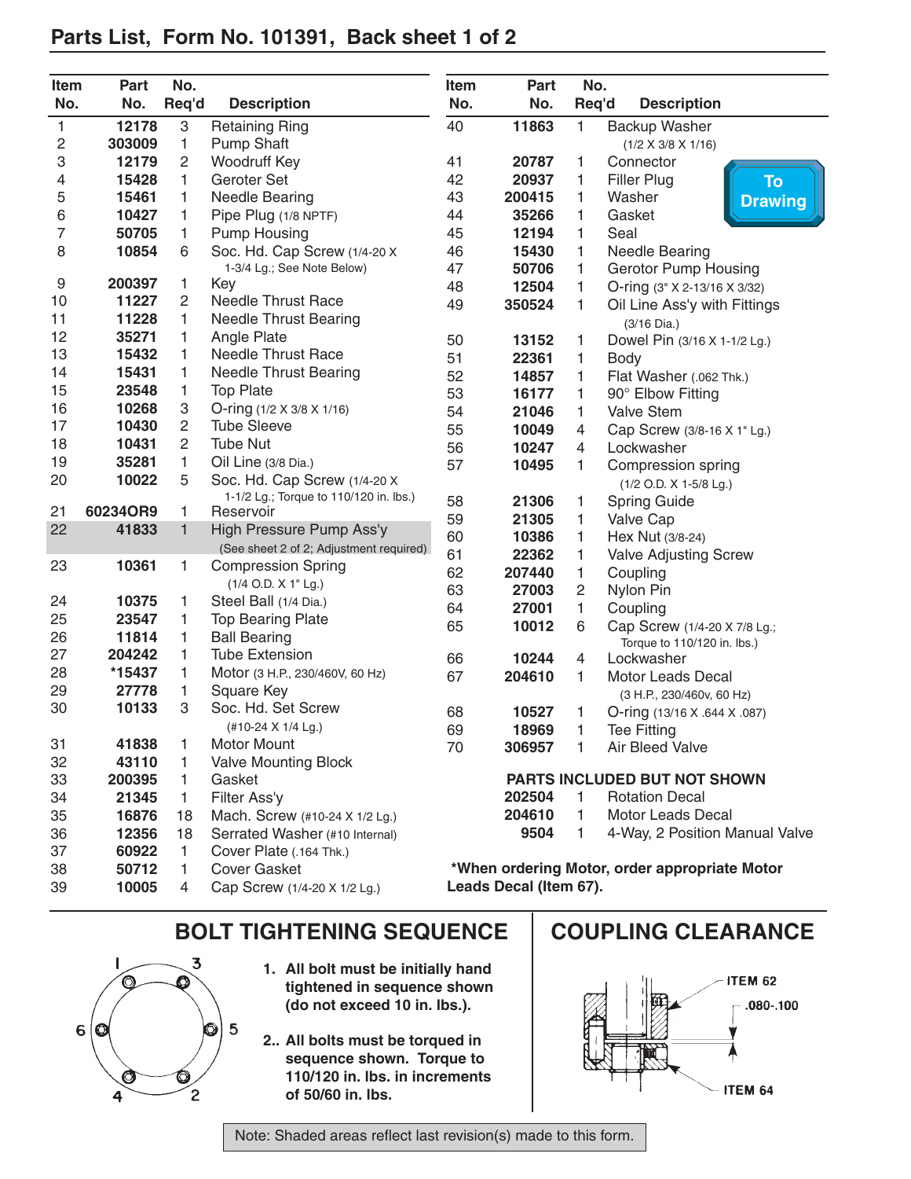## Parts List, Form No. 101391, Back sheet 1 of 2

| Item No. | Part No. | No. Req'd | Description |
|---|---|---|---|
| 1 | 12178 | 3 | Retaining Ring |
| 2 | 303009 | 1 | Pump Shaft |
| 3 | 12179 | 2 | Woodruff Key |
| 4 | 15428 | 1 | Geroter Set |
| 5 | 15461 | 1 | Needle Bearing |
| 6 | 10427 | 1 | Pipe Plug (1/8 NPTF) |
| 7 | 50705 | 1 | Pump Housing |
| 8 | 10854 | 6 | Soc. Hd. Cap Screw (1/4-20 X 1-3/4 Lg.; See Note Below) |
| 9 | 200397 | 1 | Key |
| 10 | 11227 | 2 | Needle Thrust Race |
| 11 | 11228 | 1 | Needle Thrust Bearing |
| 12 | 35271 | 1 | Angle Plate |
| 13 | 15432 | 1 | Needle Thrust Race |
| 14 | 15431 | 1 | Needle Thrust Bearing |
| 15 | 23548 | 1 | Top Plate |
| 16 | 10268 | 3 | O-ring (1/2 X 3/8 X 1/16) |
| 17 | 10430 | 2 | Tube Sleeve |
| 18 | 10431 | 2 | Tube Nut |
| 19 | 35281 | 1 | Oil Line (3/8 Dia.) |
| 20 | 10022 | 5 | Soc. Hd. Cap Screw (1/4-20 X 1-1/2 Lg.; Torque to 110/120 in. lbs.) |
| 21 | 60234OR9 | 1 | Reservoir |
| 22 | 41833 | 1 | High Pressure Pump Ass'y (See sheet 2 of 2; Adjustment required) |
| 23 | 10361 | 1 | Compression Spring (1/4 O.D. X 1" Lg.) |
| 24 | 10375 | 1 | Steel Ball (1/4 Dia.) |
| 25 | 23547 | 1 | Top Bearing Plate |
| 26 | 11814 | 1 | Ball Bearing |
| 27 | 204242 | 1 | Tube Extension |
| 28 | *15437 | 1 | Motor (3 H.P., 230/460V, 60 Hz) |
| 29 | 27778 | 1 | Square Key |
| 30 | 10133 | 3 | Soc. Hd. Set Screw (#10-24 X 1/4 Lg.) |
| 31 | 41838 | 1 | Motor Mount |
| 32 | 43110 | 1 | Valve Mounting Block |
| 33 | 200395 | 1 | Gasket |
| 34 | 21345 | 1 | Filter Ass'y |
| 35 | 16876 | 18 | Mach. Screw (#10-24 X 1/2 Lg.) |
| 36 | 12356 | 18 | Serrated Washer (#10 Internal) |
| 37 | 60922 | 1 | Cover Plate (.164 Thk.) |
| 38 | 50712 | 1 | Cover Gasket |
| 39 | 10005 | 4 | Cap Screw (1/4-20 X 1/2 Lg.) |
| 40 | 11863 | 1 | Backup Washer (1/2 X 3/8 X 1/16) |
| 41 | 20787 | 1 | Connector |
| 42 | 20937 | 1 | Filler Plug |
| 43 | 200415 | 1 | Washer |
| 44 | 35266 | 1 | Gasket |
| 45 | 12194 | 1 | Seal |
| 46 | 15430 | 1 | Needle Bearing |
| 47 | 50706 | 1 | Gerotor Pump Housing |
| 48 | 12504 | 1 | O-ring (3" X 2-13/16 X 3/32) |
| 49 | 350524 | 1 | Oil Line Ass'y with Fittings (3/16 Dia.) |
| 50 | 13152 | 1 | Dowel Pin (3/16 X 1-1/2 Lg.) |
| 51 | 22361 | 1 | Body |
| 52 | 14857 | 1 | Flat Washer (.062 Thk.) |
| 53 | 16177 | 1 | 90° Elbow Fitting |
| 54 | 21046 | 1 | Valve Stem |
| 55 | 10049 | 4 | Cap Screw (3/8-16 X 1" Lg.) |
| 56 | 10247 | 4 | Lockwasher |
| 57 | 10495 | 1 | Compression spring (1/2 O.D. X 1-5/8 Lg.) |
| 58 | 21306 | 1 | Spring Guide |
| 59 | 21305 | 1 | Valve Cap |
| 60 | 10386 | 1 | Hex Nut (3/8-24) |
| 61 | 22362 | 1 | Valve Adjusting Screw |
| 62 | 207440 | 1 | Coupling |
| 63 | 27003 | 2 | Nylon Pin |
| 64 | 27001 | 1 | Coupling |
| 65 | 10012 | 6 | Cap Screw (1/4-20 X 7/8 Lg.; Torque to 110/120 in. lbs.) |
| 66 | 10244 | 4 | Lockwasher |
| 67 | 204610 | 1 | Motor Leads Decal (3 H.P., 230/460v, 60 Hz) |
| 68 | 10527 | 1 | O-ring (13/16 X .644 X .087) |
| 69 | 18969 | 1 | Tee Fitting |
| 70 | 306957 | 1 | Air Bleed Valve |

**PARTS INCLUDED BUT NOT SHOWN**

| Part No. | No. Req'd | Description |
|---|---|---|
| 202504 | 1 | Rotation Decal |
| 204610 | 1 | Motor Leads Decal |
| 9504 | 1 | 4-Way, 2 Position Manual Valve |

**\*When ordering Motor, order appropriate Motor Leads Decal (Item 67).**

To Drawing

## BOLT TIGHTENING SEQUENCE

1 3 6 5 4 2

1. **All bolt must be initially hand tightened in sequence shown (do not exceed 10 in. lbs.).**
2. **All bolts must be torqued in sequence shown. Torque to 110/120 in. lbs. in increments of 50/60 in. lbs.**

## COUPLING CLEARANCE

ITEM 62

.080-.100

ITEM 64

Note: Shaded areas reflect last revision(s) made to this form.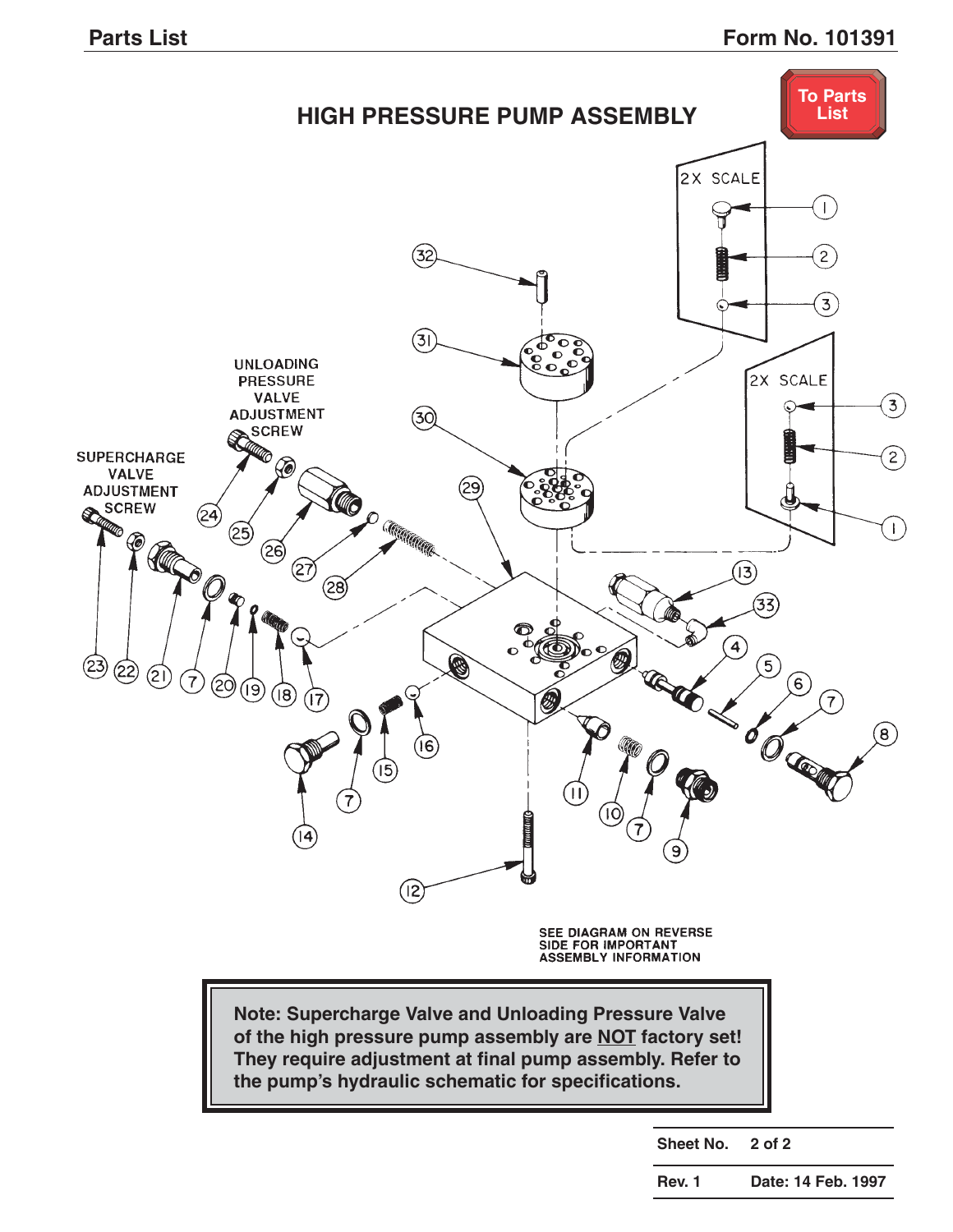# HIGH PRESSURE PUMP ASSEMBLY

To Parts List

2X SCALE

2X SCALE

UNLOADING PRESSURE VALVE ADJUSTMENT SCREW

SUPERCHARGE VALVE ADJUSTMENT SCREW

SEE DIAGRAM ON REVERSE SIDE FOR IMPORTANT ASSEMBLY INFORMATION

**Note: Supercharge Valve and Unloading Pressure Valve of the high pressure pump assembly are NOT factory set! They require adjustment at final pump assembly. Refer to the pump's hydraulic schematic for specifications.**

| Sheet No. | 2 of 2 |
|---|---|
| Rev. 1 | Date: 14 Feb. 1997 |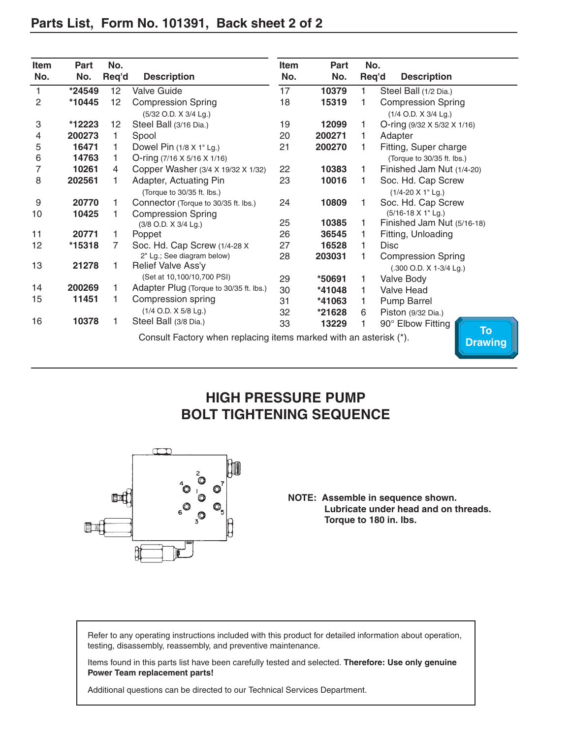## Parts List, Form No. 101391, Back sheet 2 of 2

| Item No. | Part No. | No. Req'd | Description |
|---|---|---|---|
| 1 | *24549 | 12 | Valve Guide |
| 2 | *10445 | 12 | Compression Spring (5/32 O.D. X 3/4 Lg.) |
| 3 | *12223 | 12 | Steel Ball (3/16 Dia.) |
| 4 | 200273 | 1 | Spool |
| 5 | 16471 | 1 | Dowel Pin (1/8 X 1" Lg.) |
| 6 | 14763 | 1 | O-ring (7/16 X 5/16 X 1/16) |
| 7 | 10261 | 4 | Copper Washer (3/4 X 19/32 X 1/32) |
| 8 | 202561 | 1 | Adapter, Actuating Pin (Torque to 30/35 ft. lbs.) |
| 9 | 20770 | 1 | Connector (Torque to 30/35 ft. lbs.) |
| 10 | 10425 | 1 | Compression Spring (3/8 O.D. X 3/4 Lg.) |
| 11 | 20771 | 1 | Poppet |
| 12 | *15318 | 7 | Soc. Hd. Cap Screw (1/4-28 X 2" Lg.; See diagram below) |
| 13 | 21278 | 1 | Relief Valve Ass'y (Set at 10,100/10,700 PSI) |
| 14 | 200269 | 1 | Adapter Plug (Torque to 30/35 ft. lbs.) |
| 15 | 11451 | 1 | Compression spring (1/4 O.D. X 5/8 Lg.) |
| 16 | 10378 | 1 | Steel Ball (3/8 Dia.) |
| 17 | 10379 | 1 | Steel Ball (1/2 Dia.) |
| 18 | 15319 | 1 | Compression Spring (1/4 O.D. X 3/4 Lg.) |
| 19 | 12099 | 1 | O-ring (9/32 X 5/32 X 1/16) |
| 20 | 200271 | 1 | Adapter |
| 21 | 200270 | 1 | Fitting, Super charge (Torque to 30/35 ft. lbs.) |
| 22 | 10383 | 1 | Finished Jam Nut (1/4-20) |
| 23 | 10016 | 1 | Soc. Hd. Cap Screw (1/4-20 X 1" Lg.) |
| 24 | 10809 | 1 | Soc. Hd. Cap Screw (5/16-18 X 1" Lg.) |
| 25 | 10385 | 1 | Finished Jam Nut (5/16-18) |
| 26 | 36545 | 1 | Fitting, Unloading |
| 27 | 16528 | 1 | Disc |
| 28 | 203031 | 1 | Compression Spring (.300 O.D. X 1-3/4 Lg.) |
| 29 | *50691 | 1 | Valve Body |
| 30 | *41048 | 1 | Valve Head |
| 31 | *41063 | 1 | Pump Barrel |
| 32 | *21628 | 6 | Piston (9/32 Dia.) |
| 33 | 13229 | 1 | 90° Elbow Fitting |

Consult Factory when replacing items marked with an asterisk (*).

To Drawing

## HIGH PRESSURE PUMP BOLT TIGHTENING SEQUENCE

1
2
3
4
5
6
7

**NOTE: Assemble in sequence shown. Lubricate under head and on threads. Torque to 180 in. lbs.**

Refer to any operating instructions included with this product for detailed information about operation, testing, disassembly, reassembly, and preventive maintenance.

Items found in this parts list have been carefully tested and selected. **Therefore: Use only genuine Power Team replacement parts!**

Additional questions can be directed to our Technical Services Department.